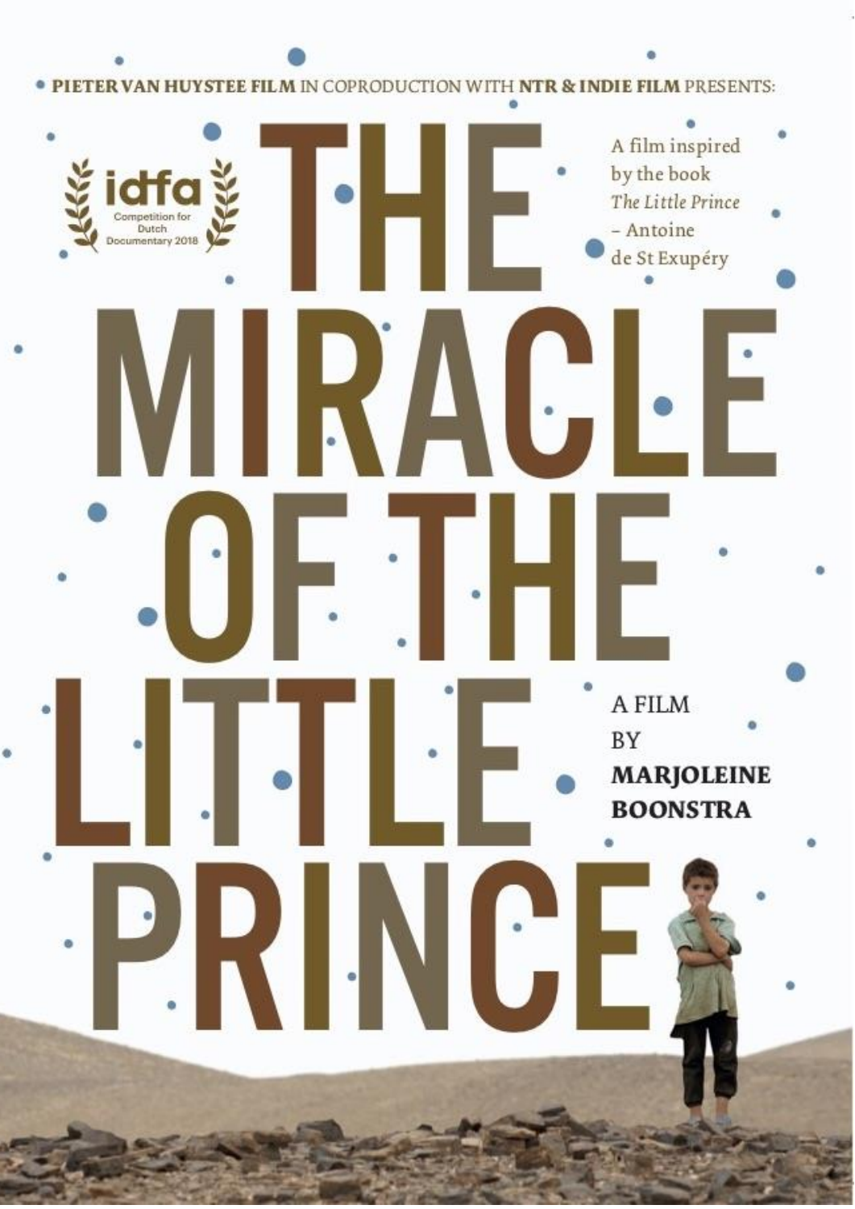**PIETER VAN HUYSTEE FILM** IN COPRODUCTION WITH **NTR & INDIE FILM** PRESENTS:

idfa Competition for Dutch Documentary 2018

# THE MIRACLE OF THE LITTLE PRINCE

A film inspired by the book *The Little Prince* – Antoine de St Exupéry

A FILM BY **MARJOLEINE BOONSTRA**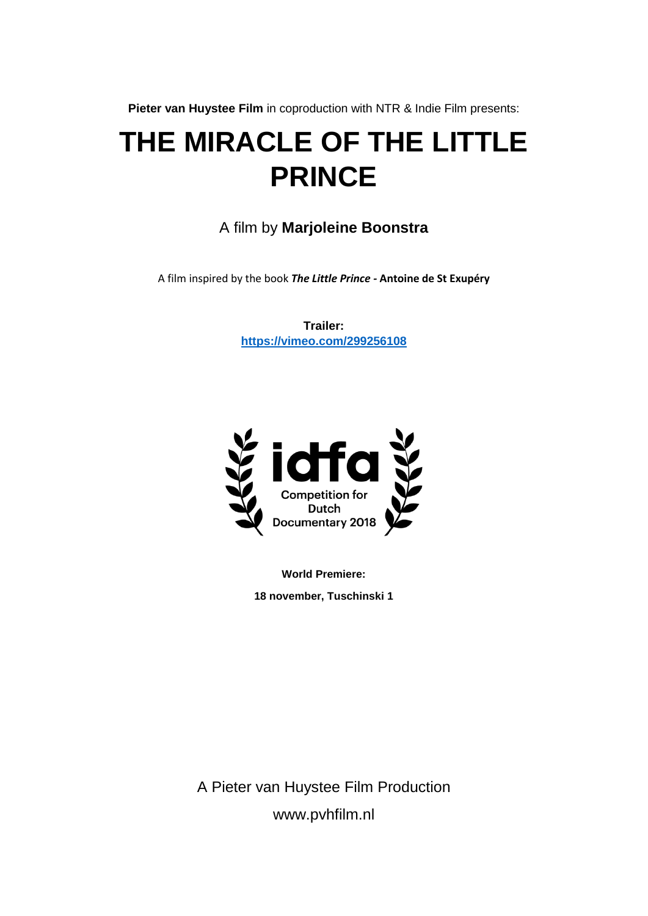**Pieter van Huystee Film** in coproduction with NTR & Indie Film presents:

# THE MIRACLE OF THE LITTLE PRINCE

A film by **Marjoleine Boonstra**

A film inspired by the book ***The Little Prince*** **- Antoine de St Exupéry**

**Trailer:**
**https://vimeo.com/299256108**

idfa
Competition for Dutch Documentary 2018

**World Premiere:**

**18 november, Tuschinski 1**

A Pieter van Huystee Film Production

www.pvhfilm.nl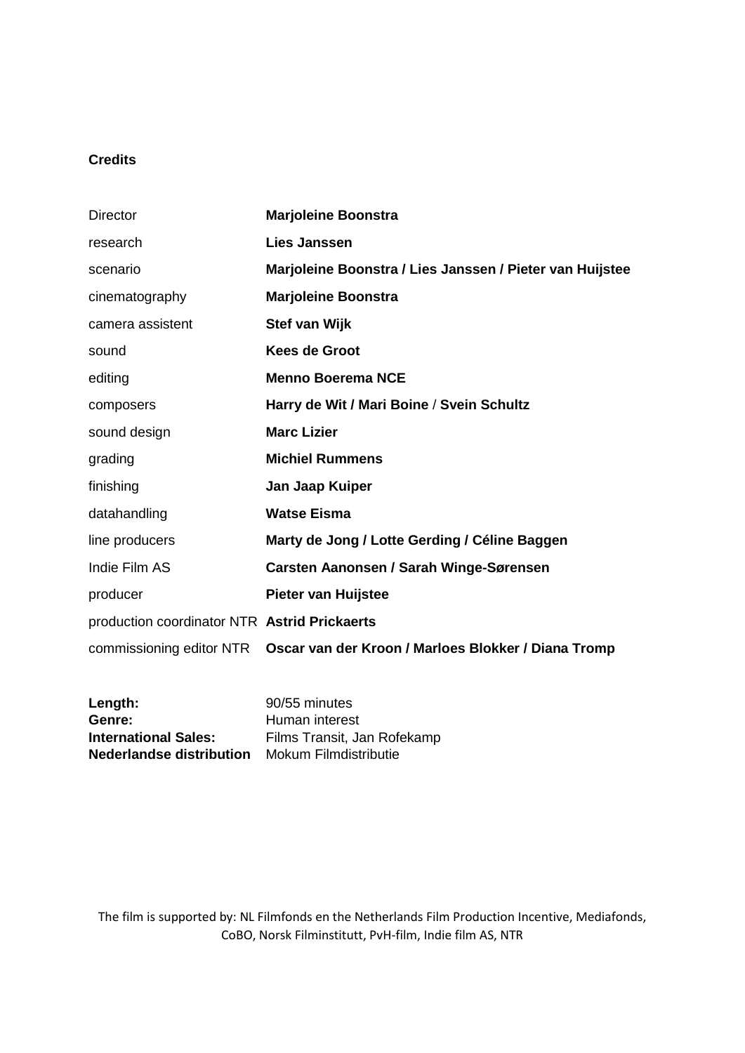**Credits**

| | |
|---|---|
| Director | **Marjoleine Boonstra** |
| research | **Lies Janssen** |
| scenario | **Marjoleine Boonstra / Lies Janssen / Pieter van Huijstee** |
| cinematography | **Marjoleine Boonstra** |
| camera assistent | **Stef van Wijk** |
| sound | **Kees de Groot** |
| editing | **Menno Boerema NCE** |
| composers | **Harry de Wit / Mari Boine / Svein Schultz** |
| sound design | **Marc Lizier** |
| grading | **Michiel Rummens** |
| finishing | **Jan Jaap Kuiper** |
| datahandling | **Watse Eisma** |
| line producers | **Marty de Jong / Lotte Gerding / Céline Baggen** |
| Indie Film AS | **Carsten Aanonsen / Sarah Winge-Sørensen** |
| producer | **Pieter van Huijstee** |
| production coordinator NTR | **Astrid Prickaerts** |
| commissioning editor NTR | **Oscar van der Kroon / Marloes Blokker / Diana Tromp** |

| | |
|---|---|
| **Length:** | 90/55 minutes |
| **Genre:** | Human interest |
| **International Sales:** | Films Transit, Jan Rofekamp |
| **Nederlandse distribution** | Mokum Filmdistributie |

The film is supported by: NL Filmfonds en the Netherlands Film Production Incentive, Mediafonds, CoBO, Norsk Filminstitutt, PvH-film, Indie film AS, NTR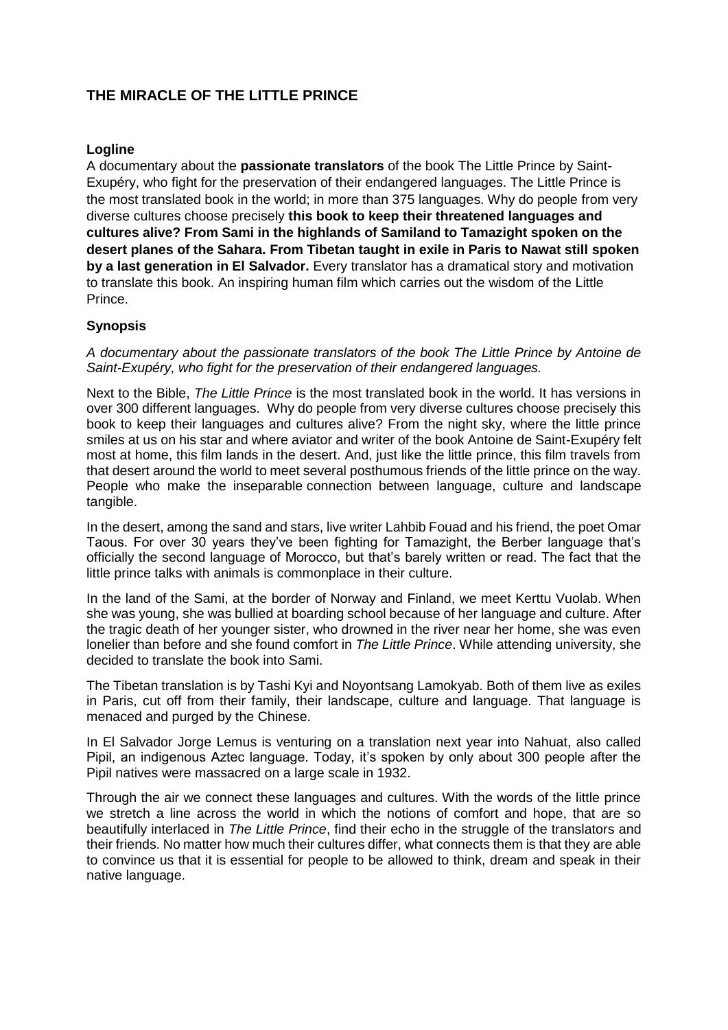# THE MIRACLE OF THE LITTLE PRINCE

### Logline

A documentary about the **passionate translators** of the book The Little Prince by Saint-Exupéry, who fight for the preservation of their endangered languages. The Little Prince is the most translated book in the world; in more than 375 languages. Why do people from very diverse cultures choose precisely **this book to keep their threatened languages and cultures alive? From Sami in the highlands of Samiland to Tamazight spoken on the desert planes of the Sahara. From Tibetan taught in exile in Paris to Nawat still spoken by a last generation in El Salvador.** Every translator has a dramatical story and motivation to translate this book. An inspiring human film which carries out the wisdom of the Little Prince.

### Synopsis

*A documentary about the passionate translators of the book The Little Prince by Antoine de Saint-Exupéry, who fight for the preservation of their endangered languages.*

Next to the Bible, *The Little Prince* is the most translated book in the world. It has versions in over 300 different languages. Why do people from very diverse cultures choose precisely this book to keep their languages and cultures alive? From the night sky, where the little prince smiles at us on his star and where aviator and writer of the book Antoine de Saint-Exupéry felt most at home, this film lands in the desert. And, just like the little prince, this film travels from that desert around the world to meet several posthumous friends of the little prince on the way. People who make the inseparable connection between language, culture and landscape tangible.

In the desert, among the sand and stars, live writer Lahbib Fouad and his friend, the poet Omar Taous. For over 30 years they've been fighting for Tamazight, the Berber language that's officially the second language of Morocco, but that's barely written or read. The fact that the little prince talks with animals is commonplace in their culture.

In the land of the Sami, at the border of Norway and Finland, we meet Kerttu Vuolab. When she was young, she was bullied at boarding school because of her language and culture. After the tragic death of her younger sister, who drowned in the river near her home, she was even lonelier than before and she found comfort in *The Little Prince*. While attending university, she decided to translate the book into Sami.

The Tibetan translation is by Tashi Kyi and Noyontsang Lamokyab. Both of them live as exiles in Paris, cut off from their family, their landscape, culture and language. That language is menaced and purged by the Chinese.

In El Salvador Jorge Lemus is venturing on a translation next year into Nahuat, also called Pipil, an indigenous Aztec language. Today, it's spoken by only about 300 people after the Pipil natives were massacred on a large scale in 1932.

Through the air we connect these languages and cultures. With the words of the little prince we stretch a line across the world in which the notions of comfort and hope, that are so beautifully interlaced in *The Little Prince*, find their echo in the struggle of the translators and their friends. No matter how much their cultures differ, what connects them is that they are able to convince us that it is essential for people to be allowed to think, dream and speak in their native language.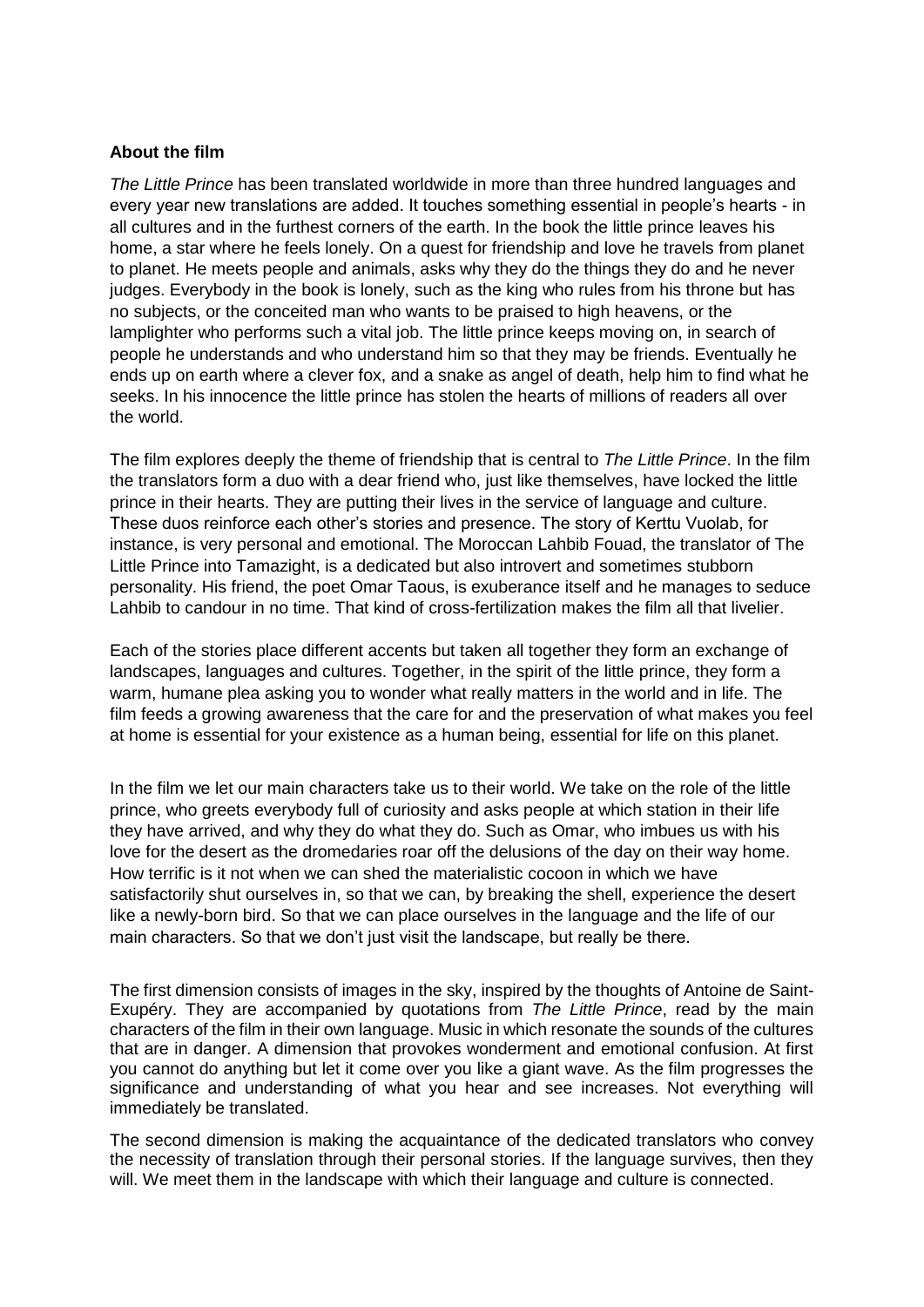**About the film**

*The Little Prince* has been translated worldwide in more than three hundred languages and every year new translations are added. It touches something essential in people's hearts - in all cultures and in the furthest corners of the earth. In the book the little prince leaves his home, a star where he feels lonely. On a quest for friendship and love he travels from planet to planet. He meets people and animals, asks why they do the things they do and he never judges. Everybody in the book is lonely, such as the king who rules from his throne but has no subjects, or the conceited man who wants to be praised to high heavens, or the lamplighter who performs such a vital job. The little prince keeps moving on, in search of people he understands and who understand him so that they may be friends. Eventually he ends up on earth where a clever fox, and a snake as angel of death, help him to find what he seeks. In his innocence the little prince has stolen the hearts of millions of readers all over the world.

The film explores deeply the theme of friendship that is central to *The Little Prince*. In the film the translators form a duo with a dear friend who, just like themselves, have locked the little prince in their hearts. They are putting their lives in the service of language and culture. These duos reinforce each other's stories and presence. The story of Kerttu Vuolab, for instance, is very personal and emotional. The Moroccan Lahbib Fouad, the translator of The Little Prince into Tamazight, is a dedicated but also introvert and sometimes stubborn personality. His friend, the poet Omar Taous, is exuberance itself and he manages to seduce Lahbib to candour in no time. That kind of cross-fertilization makes the film all that livelier.

Each of the stories place different accents but taken all together they form an exchange of landscapes, languages and cultures. Together, in the spirit of the little prince, they form a warm, humane plea asking you to wonder what really matters in the world and in life. The film feeds a growing awareness that the care for and the preservation of what makes you feel at home is essential for your existence as a human being, essential for life on this planet.

In the film we let our main characters take us to their world. We take on the role of the little prince, who greets everybody full of curiosity and asks people at which station in their life they have arrived, and why they do what they do. Such as Omar, who imbues us with his love for the desert as the dromedaries roar off the delusions of the day on their way home. How terrific is it not when we can shed the materialistic cocoon in which we have satisfactorily shut ourselves in, so that we can, by breaking the shell, experience the desert like a newly-born bird. So that we can place ourselves in the language and the life of our main characters. So that we don't just visit the landscape, but really be there.

The first dimension consists of images in the sky, inspired by the thoughts of Antoine de Saint-Exupéry. They are accompanied by quotations from *The Little Prince*, read by the main characters of the film in their own language. Music in which resonate the sounds of the cultures that are in danger. A dimension that provokes wonderment and emotional confusion. At first you cannot do anything but let it come over you like a giant wave. As the film progresses the significance and understanding of what you hear and see increases. Not everything will immediately be translated.

The second dimension is making the acquaintance of the dedicated translators who convey the necessity of translation through their personal stories. If the language survives, then they will. We meet them in the landscape with which their language and culture is connected.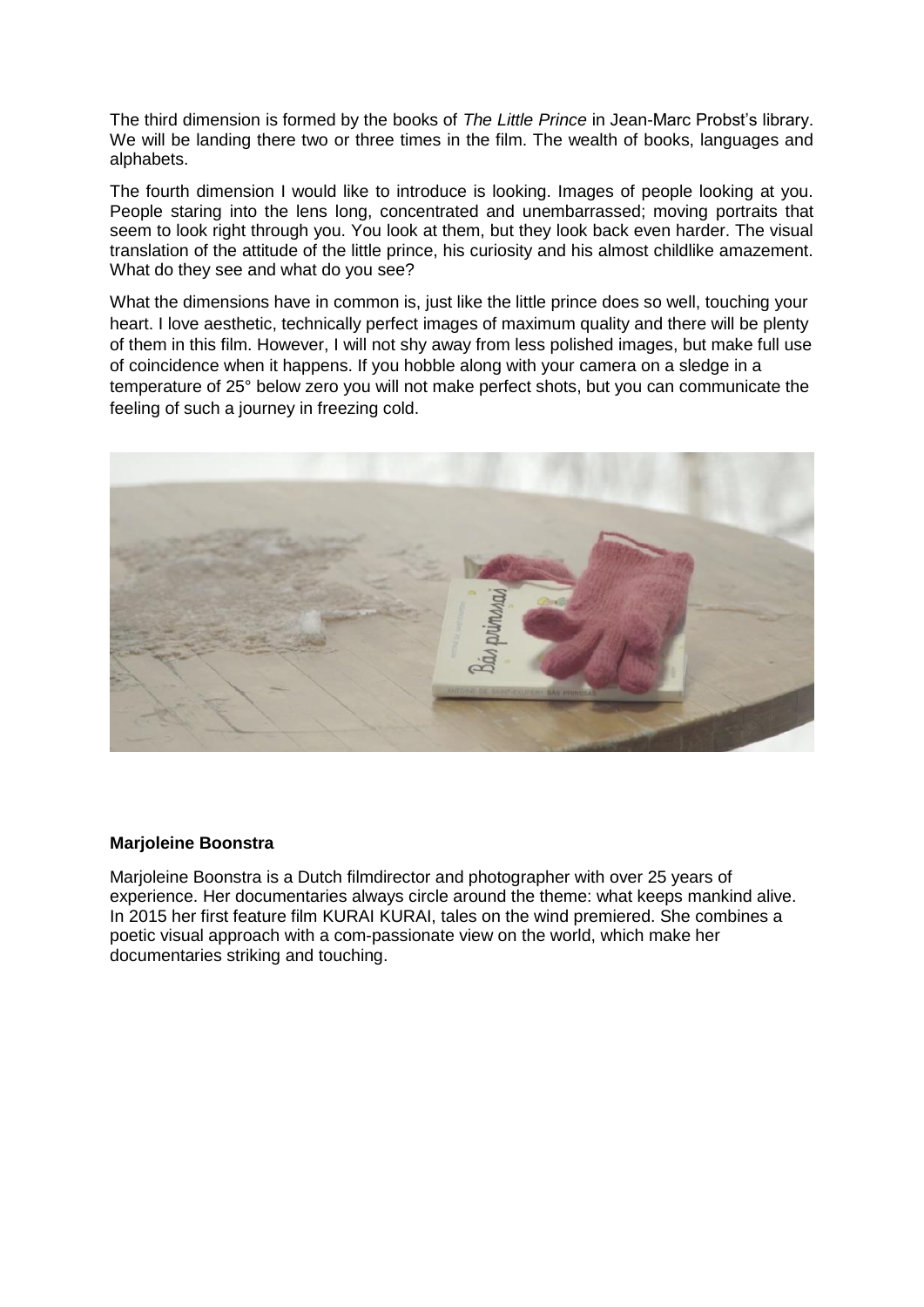The third dimension is formed by the books of *The Little Prince* in Jean-Marc Probst's library. We will be landing there two or three times in the film. The wealth of books, languages and alphabets.

The fourth dimension I would like to introduce is looking. Images of people looking at you. People staring into the lens long, concentrated and unembarrassed; moving portraits that seem to look right through you. You look at them, but they look back even harder. The visual translation of the attitude of the little prince, his curiosity and his almost childlike amazement. What do they see and what do you see?

What the dimensions have in common is, just like the little prince does so well, touching your heart. I love aesthetic, technically perfect images of maximum quality and there will be plenty of them in this film. However, I will not shy away from less polished images, but make full use of coincidence when it happens. If you hobble along with your camera on a sledge in a temperature of 25° below zero you will not make perfect shots, but you can communicate the feeling of such a journey in freezing cold.

**Marjoleine Boonstra**

Marjoleine Boonstra is a Dutch filmdirector and photographer with over 25 years of experience. Her documentaries always circle around the theme: what keeps mankind alive. In 2015 her first feature film KURAI KURAI, tales on the wind premiered. She combines a poetic visual approach with a com-passionate view on the world, which make her documentaries striking and touching.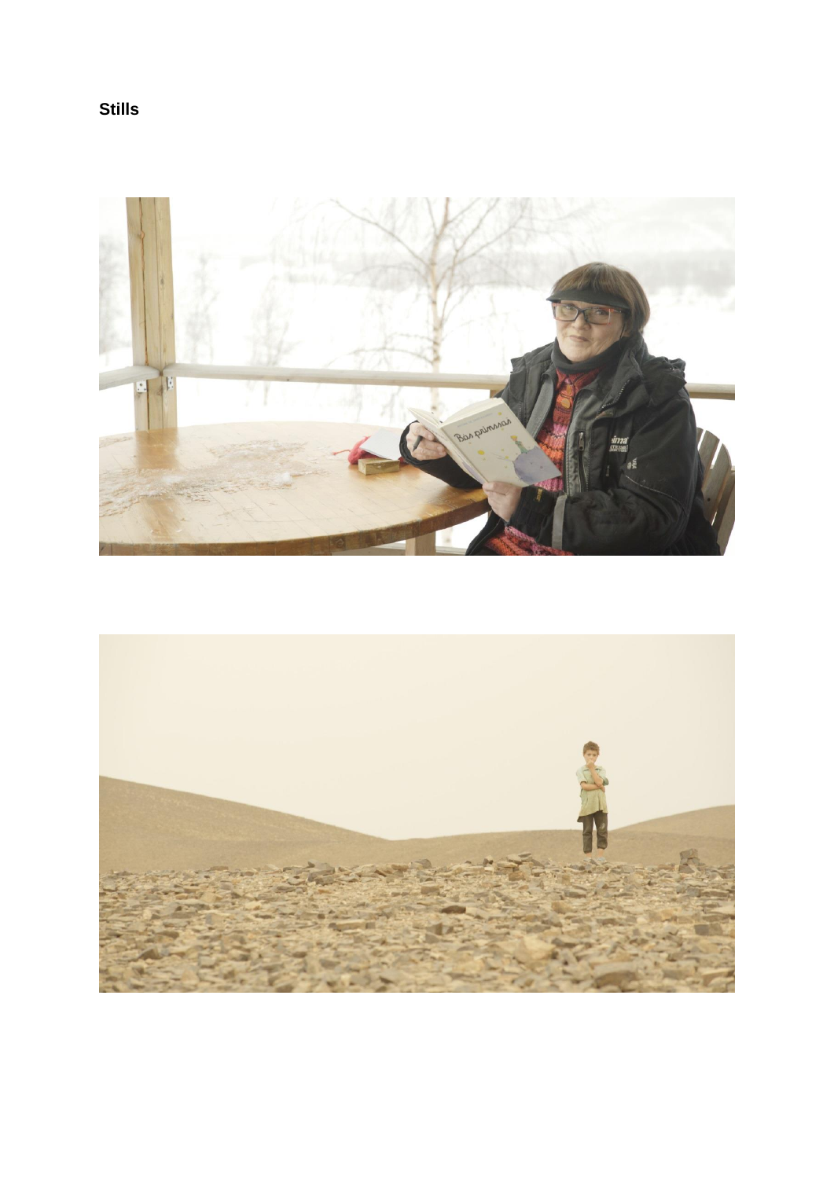**Stills**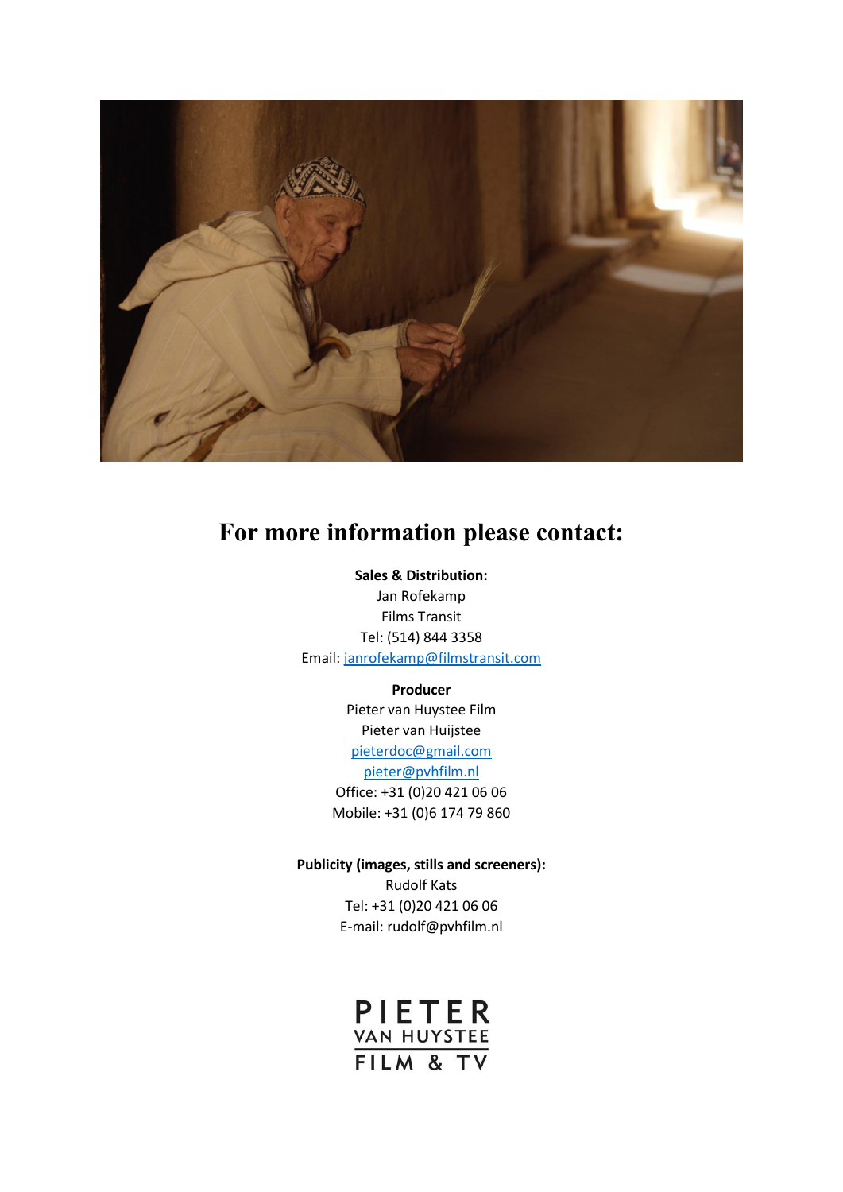# For more information please contact:

**Sales & Distribution:**
Jan Rofekamp
Films Transit
Tel: (514) 844 3358
Email: janrofekamp@filmstransit.com

**Producer**
Pieter van Huystee Film
Pieter van Huijstee
pieterdoc@gmail.com
pieter@pvhfilm.nl
Office: +31 (0)20 421 06 06
Mobile: +31 (0)6 174 79 860

**Publicity (images, stills and screeners):**
Rudolf Kats
Tel: +31 (0)20 421 06 06
E-mail: rudolf@pvhfilm.nl

PIETER
VAN HUYSTEE
FILM & TV